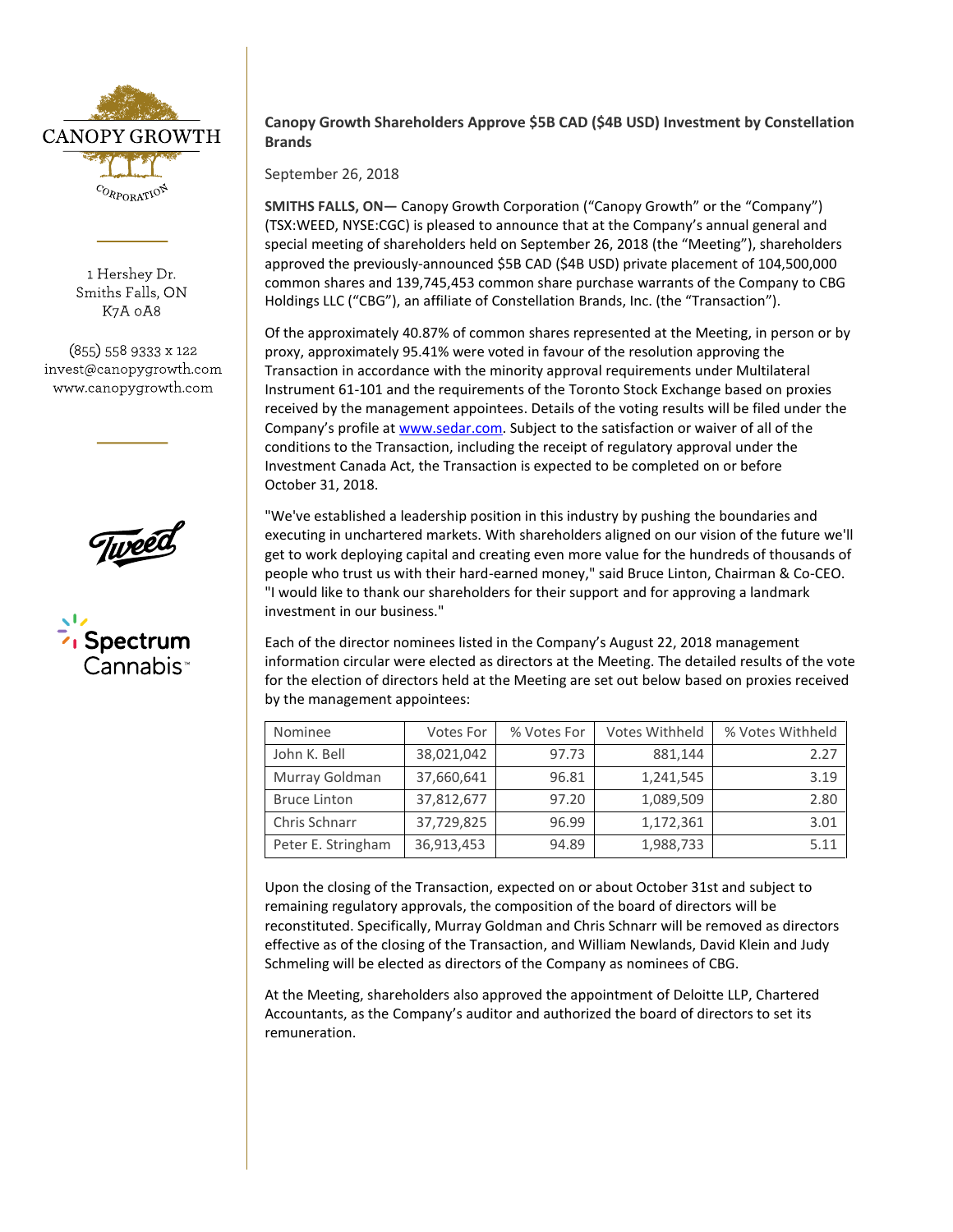CANOPY GROWTH CORPORATION

1 Hershey Dr.
Smiths Falls, ON
K7A 0A8

(855) 558 9333 x 122
invest@canopygrowth.com
www.canopygrowth.com

# Canopy Growth Shareholders Approve $5B CAD ($4B USD) Investment by Constellation Brands

September 26, 2018

**SMITHS FALLS, ON—** Canopy Growth Corporation ("Canopy Growth" or the "Company") (TSX:WEED, NYSE:CGC) is pleased to announce that at the Company's annual general and special meeting of shareholders held on September 26, 2018 (the "Meeting"), shareholders approved the previously-announced $5B CAD ($4B USD) private placement of 104,500,000 common shares and 139,745,453 common share purchase warrants of the Company to CBG Holdings LLC ("CBG"), an affiliate of Constellation Brands, Inc. (the "Transaction").

Of the approximately 40.87% of common shares represented at the Meeting, in person or by proxy, approximately 95.41% were voted in favour of the resolution approving the Transaction in accordance with the minority approval requirements under Multilateral Instrument 61-101 and the requirements of the Toronto Stock Exchange based on proxies received by the management appointees. Details of the voting results will be filed under the Company's profile at www.sedar.com. Subject to the satisfaction or waiver of all of the conditions to the Transaction, including the receipt of regulatory approval under the Investment Canada Act, the Transaction is expected to be completed on or before October 31, 2018.

"We've established a leadership position in this industry by pushing the boundaries and executing in unchartered markets. With shareholders aligned on our vision of the future we'll get to work deploying capital and creating even more value for the hundreds of thousands of people who trust us with their hard-earned money," said Bruce Linton, Chairman & Co-CEO. "I would like to thank our shareholders for their support and for approving a landmark investment in our business."

Each of the director nominees listed in the Company's August 22, 2018 management information circular were elected as directors at the Meeting. The detailed results of the vote for the election of directors held at the Meeting are set out below based on proxies received by the management appointees:

| Nominee | Votes For | % Votes For | Votes Withheld | % Votes Withheld |
|---|---|---|---|---|
| John K. Bell | 38,021,042 | 97.73 | 881,144 | 2.27 |
| Murray Goldman | 37,660,641 | 96.81 | 1,241,545 | 3.19 |
| Bruce Linton | 37,812,677 | 97.20 | 1,089,509 | 2.80 |
| Chris Schnarr | 37,729,825 | 96.99 | 1,172,361 | 3.01 |
| Peter E. Stringham | 36,913,453 | 94.89 | 1,988,733 | 5.11 |

Upon the closing of the Transaction, expected on or about October 31st and subject to remaining regulatory approvals, the composition of the board of directors will be reconstituted. Specifically, Murray Goldman and Chris Schnarr will be removed as directors effective as of the closing of the Transaction, and William Newlands, David Klein and Judy Schmeling will be elected as directors of the Company as nominees of CBG.

At the Meeting, shareholders also approved the appointment of Deloitte LLP, Chartered Accountants, as the Company's auditor and authorized the board of directors to set its remuneration.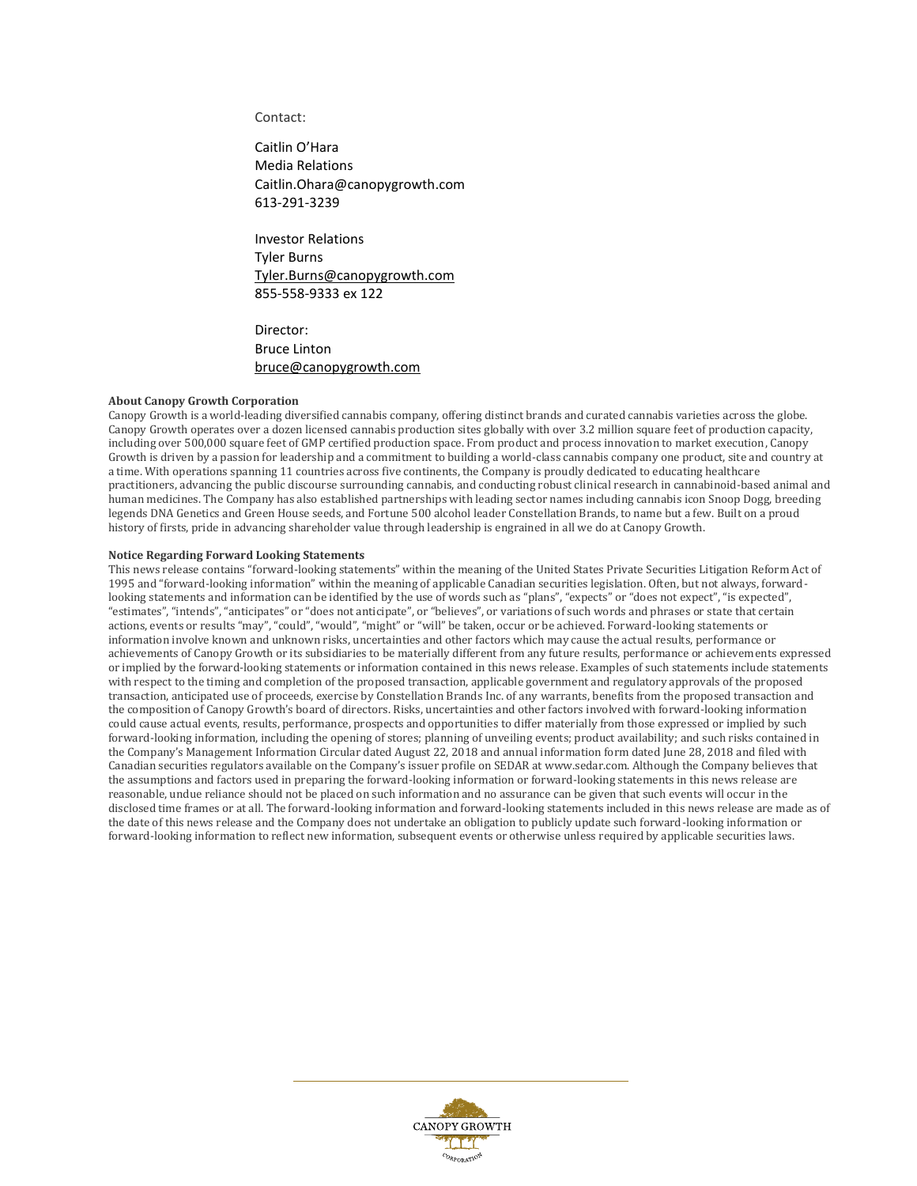Contact:

Caitlin O'Hara
Media Relations
Caitlin.Ohara@canopygrowth.com
613-291-3239

Investor Relations
Tyler Burns
Tyler.Burns@canopygrowth.com
855-558-9333 ex 122

Director:
Bruce Linton
bruce@canopygrowth.com

**About Canopy Growth Corporation**

Canopy Growth is a world-leading diversified cannabis company, offering distinct brands and curated cannabis varieties across the globe. Canopy Growth operates over a dozen licensed cannabis production sites globally with over 3.2 million square feet of production capacity, including over 500,000 square feet of GMP certified production space. From product and process innovation to market execution, Canopy Growth is driven by a passion for leadership and a commitment to building a world-class cannabis company one product, site and country at a time. With operations spanning 11 countries across five continents, the Company is proudly dedicated to educating healthcare practitioners, advancing the public discourse surrounding cannabis, and conducting robust clinical research in cannabinoid-based animal and human medicines. The Company has also established partnerships with leading sector names including cannabis icon Snoop Dogg, breeding legends DNA Genetics and Green House seeds, and Fortune 500 alcohol leader Constellation Brands, to name but a few. Built on a proud history of firsts, pride in advancing shareholder value through leadership is engrained in all we do at Canopy Growth.

**Notice Regarding Forward Looking Statements**

This news release contains "forward-looking statements" within the meaning of the United States Private Securities Litigation Reform Act of 1995 and "forward-looking information" within the meaning of applicable Canadian securities legislation. Often, but not always, forward-looking statements and information can be identified by the use of words such as "plans", "expects" or "does not expect", "is expected", "estimates", "intends", "anticipates" or "does not anticipate", or "believes", or variations of such words and phrases or state that certain actions, events or results "may", "could", "would", "might" or "will" be taken, occur or be achieved. Forward-looking statements or information involve known and unknown risks, uncertainties and other factors which may cause the actual results, performance or achievements of Canopy Growth or its subsidiaries to be materially different from any future results, performance or achievements expressed or implied by the forward-looking statements or information contained in this news release. Examples of such statements include statements with respect to the timing and completion of the proposed transaction, applicable government and regulatory approvals of the proposed transaction, anticipated use of proceeds, exercise by Constellation Brands Inc. of any warrants, benefits from the proposed transaction and the composition of Canopy Growth's board of directors. Risks, uncertainties and other factors involved with forward-looking information could cause actual events, results, performance, prospects and opportunities to differ materially from those expressed or implied by such forward-looking information, including the opening of stores; planning of unveiling events; product availability; and such risks contained in the Company's Management Information Circular dated August 22, 2018 and annual information form dated June 28, 2018 and filed with Canadian securities regulators available on the Company's issuer profile on SEDAR at www.sedar.com. Although the Company believes that the assumptions and factors used in preparing the forward-looking information or forward-looking statements in this news release are reasonable, undue reliance should not be placed on such information and no assurance can be given that such events will occur in the disclosed time frames or at all. The forward-looking information and forward-looking statements included in this news release are made as of the date of this news release and the Company does not undertake an obligation to publicly update such forward-looking information or forward-looking information to reflect new information, subsequent events or otherwise unless required by applicable securities laws.